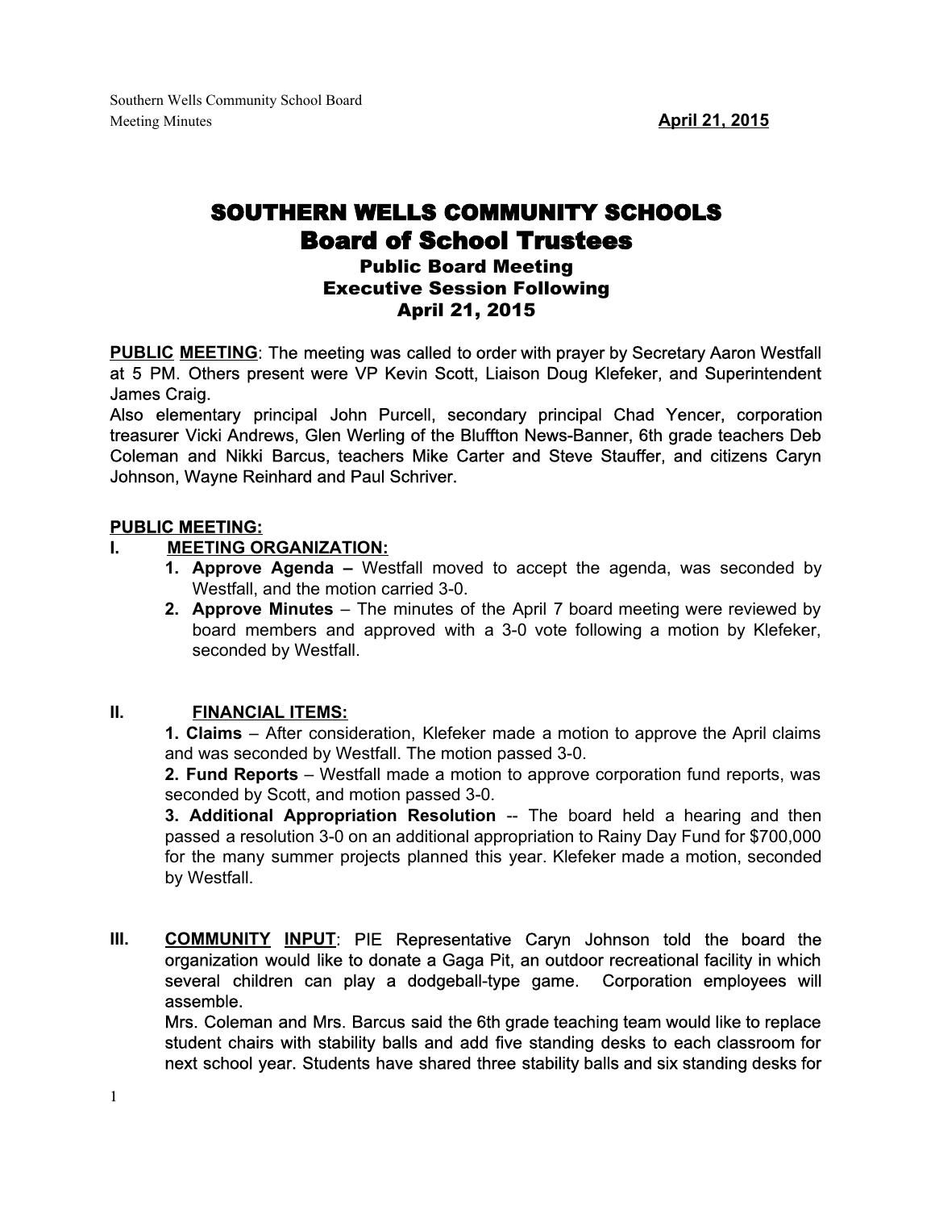# SOUTHERN WELLS COMMUNITY SCHOOLS

## Board of School Trustees

### Public Board Meeting
### Executive Session Following
### April 21, 2015

**PUBLIC MEETING**: The meeting was called to order with prayer by Secretary Aaron Westfall at 5 PM. Others present were VP Kevin Scott, Liaison Doug Klefeker, and Superintendent James Craig.

Also elementary principal John Purcell, secondary principal Chad Yencer, corporation treasurer Vicki Andrews, Glen Werling of the Bluffton News-Banner, 6th grade teachers Deb Coleman and Nikki Barcus, teachers Mike Carter and Steve Stauffer, and citizens Caryn Johnson, Wayne Reinhard and Paul Schriver.

**PUBLIC MEETING:**

**I. MEETING ORGANIZATION:**

1. **Approve Agenda –** Westfall moved to accept the agenda, was seconded by Westfall, and the motion carried 3-0.
2. **Approve Minutes** – The minutes of the April 7 board meeting were reviewed by board members and approved with a 3-0 vote following a motion by Klefeker, seconded by Westfall.

**II. FINANCIAL ITEMS:**

**1. Claims** – After consideration, Klefeker made a motion to approve the April claims and was seconded by Westfall. The motion passed 3-0.

**2. Fund Reports** – Westfall made a motion to approve corporation fund reports, was seconded by Scott, and motion passed 3-0.

**3. Additional Appropriation Resolution** -- The board held a hearing and then passed a resolution 3-0 on an additional appropriation to Rainy Day Fund for $700,000 for the many summer projects planned this year. Klefeker made a motion, seconded by Westfall.

**III. COMMUNITY INPUT**: PIE Representative Caryn Johnson told the board the organization would like to donate a Gaga Pit, an outdoor recreational facility in which several children can play a dodgeball-type game. Corporation employees will assemble.

Mrs. Coleman and Mrs. Barcus said the 6th grade teaching team would like to replace student chairs with stability balls and add five standing desks to each classroom for next school year. Students have shared three stability balls and six standing desks for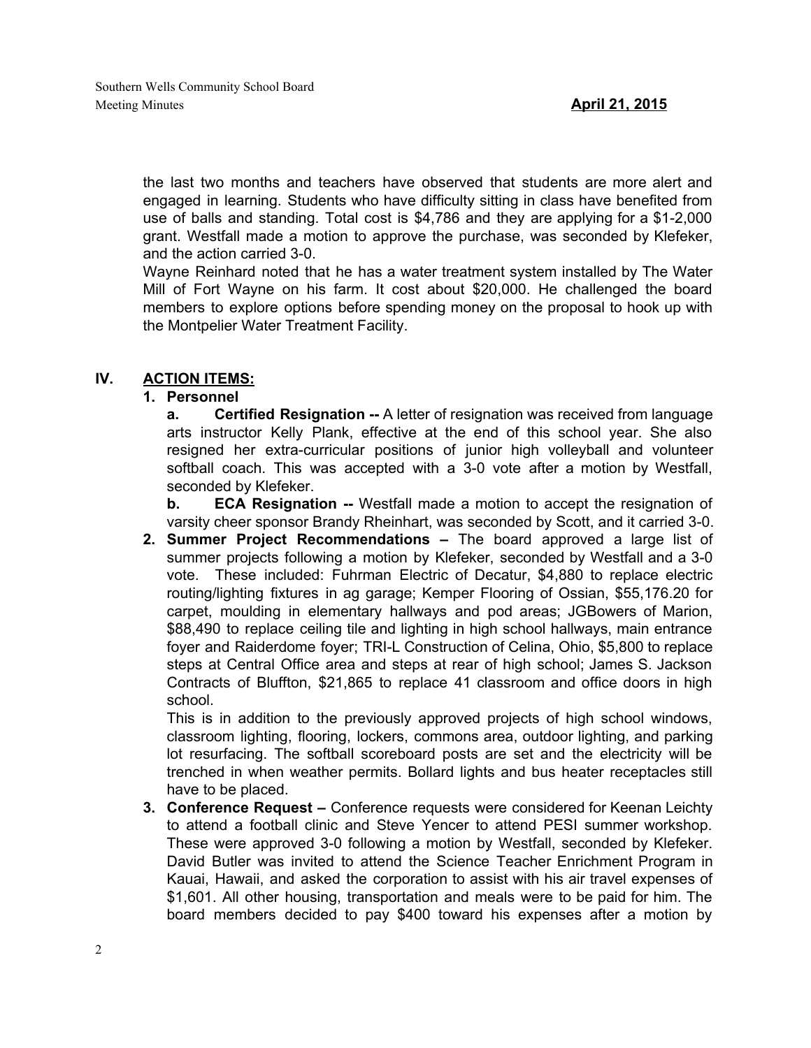the last two months and teachers have observed that students are more alert and engaged in learning. Students who have difficulty sitting in class have benefited from use of balls and standing. Total cost is $4,786 and they are applying for a $1-2,000 grant. Westfall made a motion to approve the purchase, was seconded by Klefeker, and the action carried 3-0.

Wayne Reinhard noted that he has a water treatment system installed by The Water Mill of Fort Wayne on his farm. It cost about $20,000. He challenged the board members to explore options before spending money on the proposal to hook up with the Montpelier Water Treatment Facility.

## IV. ACTION ITEMS:

**1. Personnel**

**a. Certified Resignation --** A letter of resignation was received from language arts instructor Kelly Plank, effective at the end of this school year. She also resigned her extra-curricular positions of junior high volleyball and volunteer softball coach. This was accepted with a 3-0 vote after a motion by Westfall, seconded by Klefeker.

**b. ECA Resignation --** Westfall made a motion to accept the resignation of varsity cheer sponsor Brandy Rheinhart, was seconded by Scott, and it carried 3-0.

**2. Summer Project Recommendations –** The board approved a large list of summer projects following a motion by Klefeker, seconded by Westfall and a 3-0 vote. These included: Fuhrman Electric of Decatur, $4,880 to replace electric routing/lighting fixtures in ag garage; Kemper Flooring of Ossian, $55,176.20 for carpet, moulding in elementary hallways and pod areas; JGBowers of Marion, $88,490 to replace ceiling tile and lighting in high school hallways, main entrance foyer and Raiderdome foyer; TRI-L Construction of Celina, Ohio, $5,800 to replace steps at Central Office area and steps at rear of high school; James S. Jackson Contracts of Bluffton, $21,865 to replace 41 classroom and office doors in high school.

This is in addition to the previously approved projects of high school windows, classroom lighting, flooring, lockers, commons area, outdoor lighting, and parking lot resurfacing. The softball scoreboard posts are set and the electricity will be trenched in when weather permits. Bollard lights and bus heater receptacles still have to be placed.

**3. Conference Request –** Conference requests were considered for Keenan Leichty to attend a football clinic and Steve Yencer to attend PESI summer workshop. These were approved 3-0 following a motion by Westfall, seconded by Klefeker. David Butler was invited to attend the Science Teacher Enrichment Program in Kauai, Hawaii, and asked the corporation to assist with his air travel expenses of $1,601. All other housing, transportation and meals were to be paid for him. The board members decided to pay $400 toward his expenses after a motion by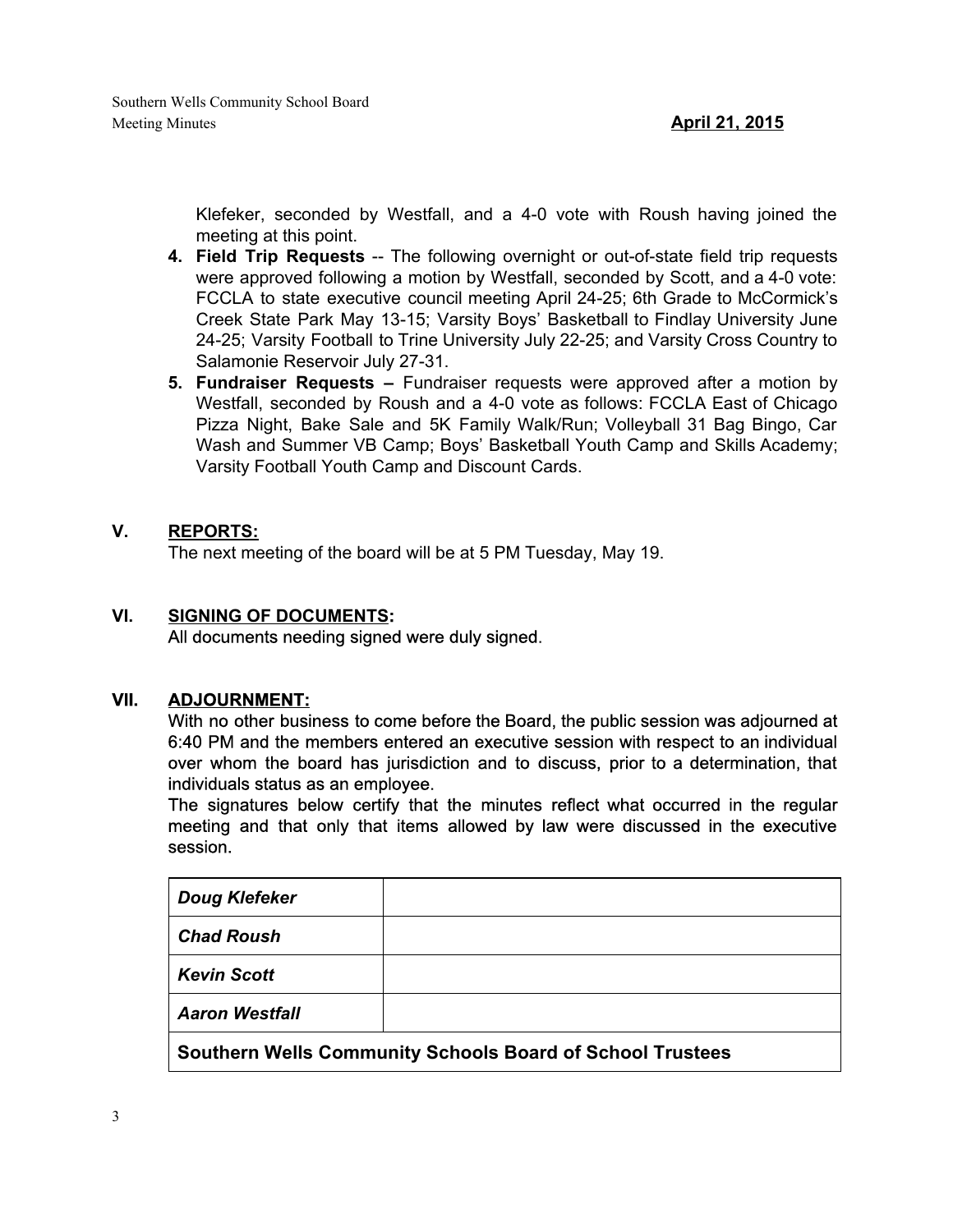Klefeker, seconded by Westfall, and a 4-0 vote with Roush having joined the meeting at this point.

4. **Field Trip Requests** -- The following overnight or out-of-state field trip requests were approved following a motion by Westfall, seconded by Scott, and a 4-0 vote: FCCLA to state executive council meeting April 24-25; 6th Grade to McCormick's Creek State Park May 13-15; Varsity Boys' Basketball to Findlay University June 24-25; Varsity Football to Trine University July 22-25; and Varsity Cross Country to Salamonie Reservoir July 27-31.
5. **Fundraiser Requests –** Fundraiser requests were approved after a motion by Westfall, seconded by Roush and a 4-0 vote as follows: FCCLA East of Chicago Pizza Night, Bake Sale and 5K Family Walk/Run; Volleyball 31 Bag Bingo, Car Wash and Summer VB Camp; Boys' Basketball Youth Camp and Skills Academy; Varsity Football Youth Camp and Discount Cards.

## V. REPORTS:

The next meeting of the board will be at 5 PM Tuesday, May 19.

## VI. SIGNING OF DOCUMENTS:

All documents needing signed were duly signed.

## VII. ADJOURNMENT:

With no other business to come before the Board, the public session was adjourned at 6:40 PM and the members entered an executive session with respect to an individual over whom the board has jurisdiction and to discuss, prior to a determination, that individuals status as an employee.

The signatures below certify that the minutes reflect what occurred in the regular meeting and that only that items allowed by law were discussed in the executive session.

| | |
|---|---|
| ***Doug Klefeker*** | |
| ***Chad Roush*** | |
| ***Kevin Scott*** | |
| ***Aaron Westfall*** | |
| **Southern Wells Community Schools Board of School Trustees** | |